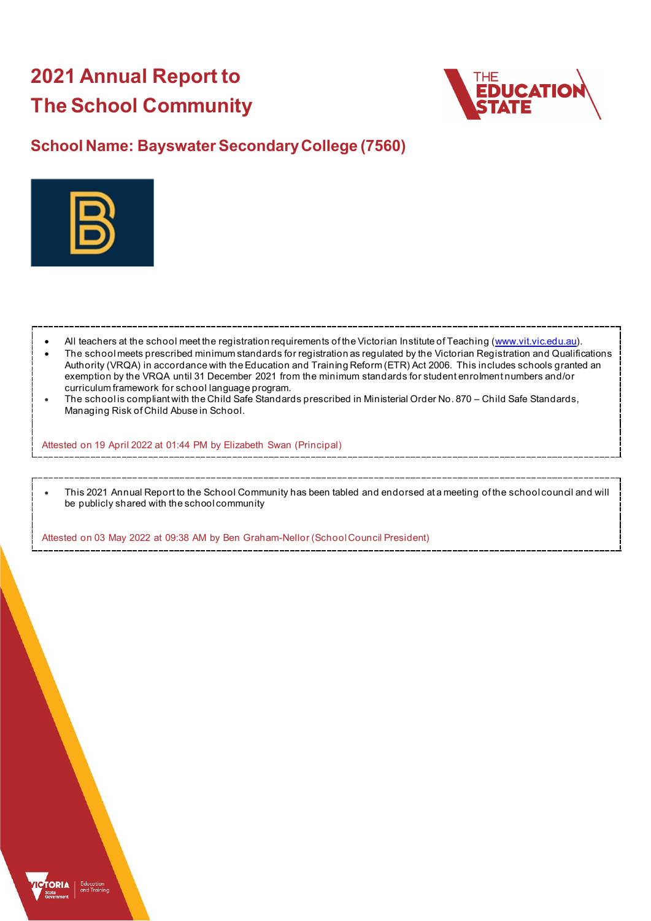# 2021 Annual Report to The School Community

## School Name: Bayswater Secondary College (7560)

- All teachers at the school meet the registration requirements of the Victorian Institute of Teaching (www.vit.vic.edu.au).
- The school meets prescribed minimum standards for registration as regulated by the Victorian Registration and Qualifications Authority (VRQA) in accordance with the Education and Training Reform (ETR) Act 2006. This includes schools granted an exemption by the VRQA until 31 December 2021 from the minimum standards for student enrolment numbers and/or curriculum framework for school language program.
- The school is compliant with the Child Safe Standards prescribed in Ministerial Order No. 870 – Child Safe Standards, Managing Risk of Child Abuse in School.

Attested on 19 April 2022 at 01:44 PM by Elizabeth Swan (Principal)

- This 2021 Annual Report to the School Community has been tabled and endorsed at a meeting of the school council and will be publicly shared with the school community

Attested on 03 May 2022 at 09:38 AM by Ben Graham-Nellor (School Council President)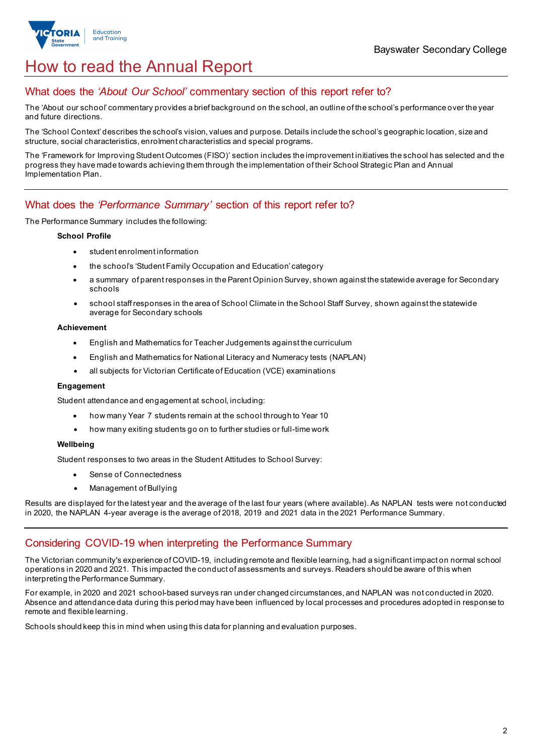# How to read the Annual Report

## What does the *'About Our School'* commentary section of this report refer to?

The 'About our school' commentary provides a brief background on the school, an outline of the school's performance over the year and future directions.

The 'School Context' describes the school's vision, values and purpose. Details include the school's geographic location, size and structure, social characteristics, enrolment characteristics and special programs.

The 'Framework for Improving Student Outcomes (FISO)' section includes the improvement initiatives the school has selected and the progress they have made towards achieving them through the implementation of their School Strategic Plan and Annual Implementation Plan.

## What does the *'Performance Summary'* section of this report refer to?

The Performance Summary includes the following:

**School Profile**

- student enrolment information
- the school's 'Student Family Occupation and Education' category
- a summary of parent responses in the Parent Opinion Survey, shown against the statewide average for Secondary schools
- school staff responses in the area of School Climate in the School Staff Survey, shown against the statewide average for Secondary schools

**Achievement**

- English and Mathematics for Teacher Judgements against the curriculum
- English and Mathematics for National Literacy and Numeracy tests (NAPLAN)
- all subjects for Victorian Certificate of Education (VCE) examinations

**Engagement**

Student attendance and engagement at school, including:

- how many Year 7 students remain at the school through to Year 10
- how many exiting students go on to further studies or full-time work

**Wellbeing**

Student responses to two areas in the Student Attitudes to School Survey:

- Sense of Connectedness
- Management of Bullying

Results are displayed for the latest year and the average of the last four years (where available). As NAPLAN tests were not conducted in 2020, the NAPLAN 4-year average is the average of 2018, 2019 and 2021 data in the 2021 Performance Summary.

## Considering COVID-19 when interpreting the Performance Summary

The Victorian community's experience of COVID-19, including remote and flexible learning, had a significant impact on normal school operations in 2020 and 2021. This impacted the conduct of assessments and surveys. Readers should be aware of this when interpreting the Performance Summary.

For example, in 2020 and 2021 school-based surveys ran under changed circumstances, and NAPLAN was not conducted in 2020. Absence and attendance data during this period may have been influenced by local processes and procedures adopted in response to remote and flexible learning.

Schools should keep this in mind when using this data for planning and evaluation purposes.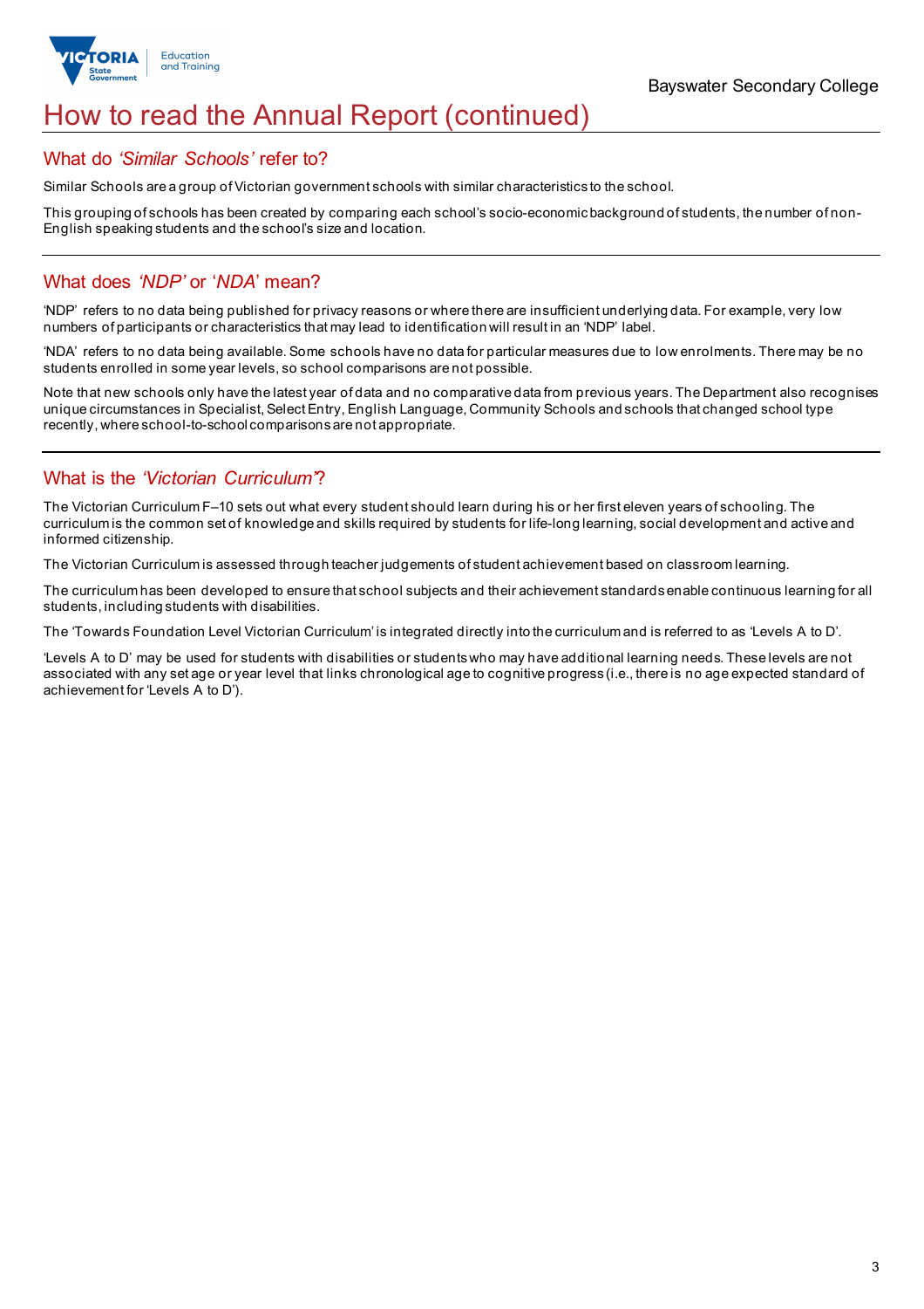# How to read the Annual Report (continued)

## What do *'Similar Schools'* refer to?

Similar Schools are a group of Victorian government schools with similar characteristics to the school.

This grouping of schools has been created by comparing each school's socio-economic background of students, the number of non-English speaking students and the school's size and location.

## What does *'NDP'* or '*NDA*' mean?

'NDP' refers to no data being published for privacy reasons or where there are insufficient underlying data. For example, very low numbers of participants or characteristics that may lead to identification will result in an 'NDP' label.

'NDA' refers to no data being available. Some schools have no data for particular measures due to low enrolments. There may be no students enrolled in some year levels, so school comparisons are not possible.

Note that new schools only have the latest year of data and no comparative data from previous years. The Department also recognises unique circumstances in Specialist, Select Entry, English Language, Community Schools and schools that changed school type recently, where school-to-school comparisons are not appropriate.

## What is the *'Victorian Curriculum'*?

The Victorian Curriculum F–10 sets out what every student should learn during his or her first eleven years of schooling. The curriculum is the common set of knowledge and skills required by students for life-long learning, social development and active and informed citizenship.

The Victorian Curriculum is assessed through teacher judgements of student achievement based on classroom learning.

The curriculum has been developed to ensure that school subjects and their achievement standards enable continuous learning for all students, including students with disabilities.

The 'Towards Foundation Level Victorian Curriculum' is integrated directly into the curriculum and is referred to as 'Levels A to D'.

'Levels A to D' may be used for students with disabilities or students who may have additional learning needs. These levels are not associated with any set age or year level that links chronological age to cognitive progress (i.e., there is no age expected standard of achievement for 'Levels A to D').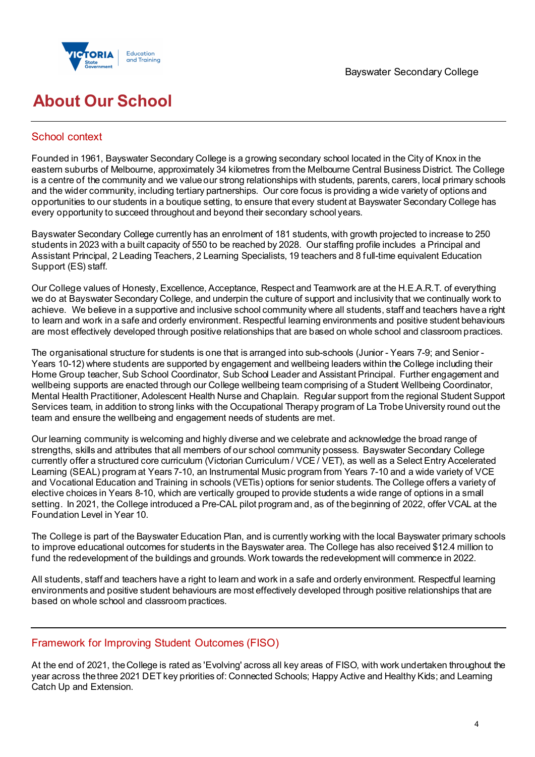# About Our School

## School context

Founded in 1961, Bayswater Secondary College is a growing secondary school located in the City of Knox in the eastern suburbs of Melbourne, approximately 34 kilometres from the Melbourne Central Business District. The College is a centre of the community and we value our strong relationships with students, parents, carers, local primary schools and the wider community, including tertiary partnerships. Our core focus is providing a wide variety of options and opportunities to our students in a boutique setting, to ensure that every student at Bayswater Secondary College has every opportunity to succeed throughout and beyond their secondary school years.

Bayswater Secondary College currently has an enrolment of 181 students, with growth projected to increase to 250 students in 2023 with a built capacity of 550 to be reached by 2028. Our staffing profile includes a Principal and Assistant Principal, 2 Leading Teachers, 2 Learning Specialists, 19 teachers and 8 full-time equivalent Education Support (ES) staff.

Our College values of Honesty, Excellence, Acceptance, Respect and Teamwork are at the H.E.A.R.T. of everything we do at Bayswater Secondary College, and underpin the culture of support and inclusivity that we continually work to achieve. We believe in a supportive and inclusive school community where all students, staff and teachers have a right to learn and work in a safe and orderly environment. Respectful learning environments and positive student behaviours are most effectively developed through positive relationships that are based on whole school and classroom practices.

The organisational structure for students is one that is arranged into sub-schools (Junior - Years 7-9; and Senior - Years 10-12) where students are supported by engagement and wellbeing leaders within the College including their Home Group teacher, Sub School Coordinator, Sub School Leader and Assistant Principal. Further engagement and wellbeing supports are enacted through our College wellbeing team comprising of a Student Wellbeing Coordinator, Mental Health Practitioner, Adolescent Health Nurse and Chaplain. Regular support from the regional Student Support Services team, in addition to strong links with the Occupational Therapy program of La Trobe University round out the team and ensure the wellbeing and engagement needs of students are met.

Our learning community is welcoming and highly diverse and we celebrate and acknowledge the broad range of strengths, skills and attributes that all members of our school community possess. Bayswater Secondary College currently offer a structured core curriculum (Victorian Curriculum / VCE / VET), as well as a Select Entry Accelerated Learning (SEAL) program at Years 7-10, an Instrumental Music program from Years 7-10 and a wide variety of VCE and Vocational Education and Training in schools (VETis) options for senior students. The College offers a variety of elective choices in Years 8-10, which are vertically grouped to provide students a wide range of options in a small setting. In 2021, the College introduced a Pre-CAL pilot program and, as of the beginning of 2022, offer VCAL at the Foundation Level in Year 10.

The College is part of the Bayswater Education Plan, and is currently working with the local Bayswater primary schools to improve educational outcomes for students in the Bayswater area. The College has also received $12.4 million to fund the redevelopment of the buildings and grounds. Work towards the redevelopment will commence in 2022.

All students, staff and teachers have a right to learn and work in a safe and orderly environment. Respectful learning environments and positive student behaviours are most effectively developed through positive relationships that are based on whole school and classroom practices.

## Framework for Improving Student Outcomes (FISO)

At the end of 2021, the College is rated as 'Evolving' across all key areas of FISO, with work undertaken throughout the year across the three 2021 DET key priorities of: Connected Schools; Happy Active and Healthy Kids; and Learning Catch Up and Extension.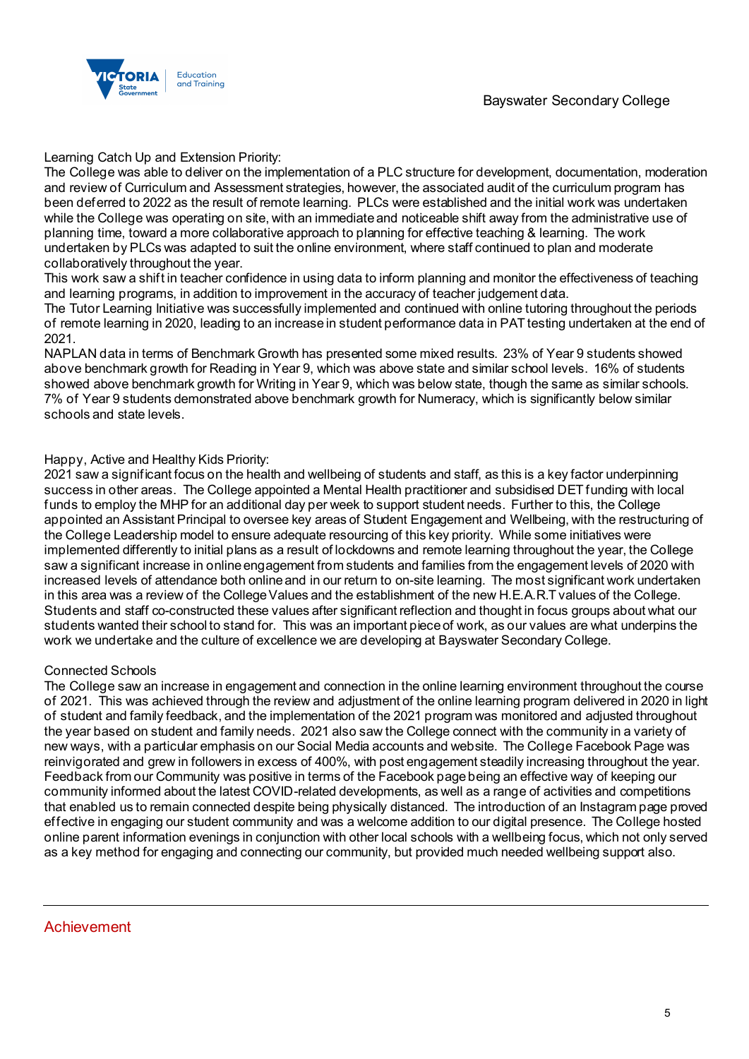Learning Catch Up and Extension Priority:
The College was able to deliver on the implementation of a PLC structure for development, documentation, moderation and review of Curriculum and Assessment strategies, however, the associated audit of the curriculum program has been deferred to 2022 as the result of remote learning. PLCs were established and the initial work was undertaken while the College was operating on site, with an immediate and noticeable shift away from the administrative use of planning time, toward a more collaborative approach to planning for effective teaching & learning. The work undertaken by PLCs was adapted to suit the online environment, where staff continued to plan and moderate collaboratively throughout the year.
This work saw a shift in teacher confidence in using data to inform planning and monitor the effectiveness of teaching and learning programs, in addition to improvement in the accuracy of teacher judgement data.
The Tutor Learning Initiative was successfully implemented and continued with online tutoring throughout the periods of remote learning in 2020, leading to an increase in student performance data in PAT testing undertaken at the end of 2021.
NAPLAN data in terms of Benchmark Growth has presented some mixed results. 23% of Year 9 students showed above benchmark growth for Reading in Year 9, which was above state and similar school levels. 16% of students showed above benchmark growth for Writing in Year 9, which was below state, though the same as similar schools. 7% of Year 9 students demonstrated above benchmark growth for Numeracy, which is significantly below similar schools and state levels.

Happy, Active and Healthy Kids Priority:
2021 saw a significant focus on the health and wellbeing of students and staff, as this is a key factor underpinning success in other areas. The College appointed a Mental Health practitioner and subsidised DET funding with local funds to employ the MHP for an additional day per week to support student needs. Further to this, the College appointed an Assistant Principal to oversee key areas of Student Engagement and Wellbeing, with the restructuring of the College Leadership model to ensure adequate resourcing of this key priority. While some initiatives were implemented differently to initial plans as a result of lockdowns and remote learning throughout the year, the College saw a significant increase in online engagement from students and families from the engagement levels of 2020 with increased levels of attendance both online and in our return to on-site learning. The most significant work undertaken in this area was a review of the College Values and the establishment of the new H.E.A.R.T values of the College. Students and staff co-constructed these values after significant reflection and thought in focus groups about what our students wanted their school to stand for. This was an important piece of work, as our values are what underpins the work we undertake and the culture of excellence we are developing at Bayswater Secondary College.

Connected Schools
The College saw an increase in engagement and connection in the online learning environment throughout the course of 2021. This was achieved through the review and adjustment of the online learning program delivered in 2020 in light of student and family feedback, and the implementation of the 2021 program was monitored and adjusted throughout the year based on student and family needs. 2021 also saw the College connect with the community in a variety of new ways, with a particular emphasis on our Social Media accounts and website. The College Facebook Page was reinvigorated and grew in followers in excess of 400%, with post engagement steadily increasing throughout the year. Feedback from our Community was positive in terms of the Facebook page being an effective way of keeping our community informed about the latest COVID-related developments, as well as a range of activities and competitions that enabled us to remain connected despite being physically distanced. The introduction of an Instagram page proved effective in engaging our student community and was a welcome addition to our digital presence. The College hosted online parent information evenings in conjunction with other local schools with a wellbeing focus, which not only served as a key method for engaging and connecting our community, but provided much needed wellbeing support also.

## Achievement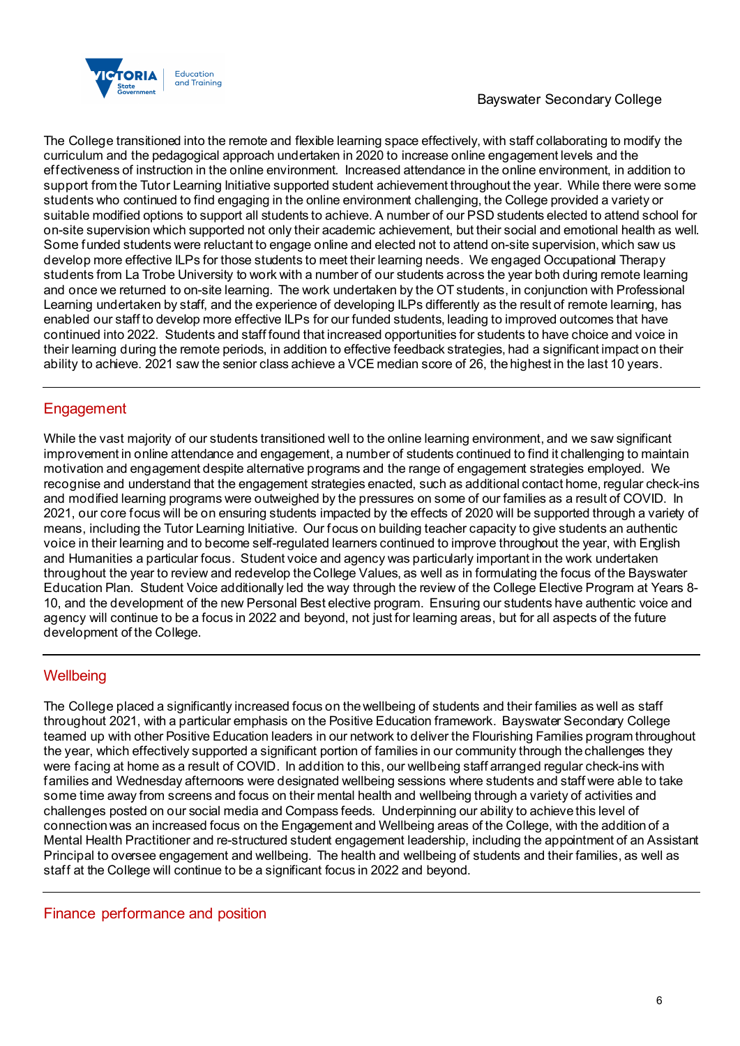The College transitioned into the remote and flexible learning space effectively, with staff collaborating to modify the curriculum and the pedagogical approach undertaken in 2020 to increase online engagement levels and the effectiveness of instruction in the online environment. Increased attendance in the online environment, in addition to support from the Tutor Learning Initiative supported student achievement throughout the year. While there were some students who continued to find engaging in the online environment challenging, the College provided a variety or suitable modified options to support all students to achieve. A number of our PSD students elected to attend school for on-site supervision which supported not only their academic achievement, but their social and emotional health as well. Some funded students were reluctant to engage online and elected not to attend on-site supervision, which saw us develop more effective ILPs for those students to meet their learning needs. We engaged Occupational Therapy students from La Trobe University to work with a number of our students across the year both during remote learning and once we returned to on-site learning. The work undertaken by the OT students, in conjunction with Professional Learning undertaken by staff, and the experience of developing ILPs differently as the result of remote learning, has enabled our staff to develop more effective ILPs for our funded students, leading to improved outcomes that have continued into 2022. Students and staff found that increased opportunities for students to have choice and voice in their learning during the remote periods, in addition to effective feedback strategies, had a significant impact on their ability to achieve. 2021 saw the senior class achieve a VCE median score of 26, the highest in the last 10 years.

## Engagement

While the vast majority of our students transitioned well to the online learning environment, and we saw significant improvement in online attendance and engagement, a number of students continued to find it challenging to maintain motivation and engagement despite alternative programs and the range of engagement strategies employed. We recognise and understand that the engagement strategies enacted, such as additional contact home, regular check-ins and modified learning programs were outweighed by the pressures on some of our families as a result of COVID. In 2021, our core focus will be on ensuring students impacted by the effects of 2020 will be supported through a variety of means, including the Tutor Learning Initiative. Our focus on building teacher capacity to give students an authentic voice in their learning and to become self-regulated learners continued to improve throughout the year, with English and Humanities a particular focus. Student voice and agency was particularly important in the work undertaken throughout the year to review and redevelop the College Values, as well as in formulating the focus of the Bayswater Education Plan. Student Voice additionally led the way through the review of the College Elective Program at Years 8-10, and the development of the new Personal Best elective program. Ensuring our students have authentic voice and agency will continue to be a focus in 2022 and beyond, not just for learning areas, but for all aspects of the future development of the College.

## Wellbeing

The College placed a significantly increased focus on the wellbeing of students and their families as well as staff throughout 2021, with a particular emphasis on the Positive Education framework. Bayswater Secondary College teamed up with other Positive Education leaders in our network to deliver the Flourishing Families program throughout the year, which effectively supported a significant portion of families in our community through the challenges they were facing at home as a result of COVID. In addition to this, our wellbeing staff arranged regular check-ins with families and Wednesday afternoons were designated wellbeing sessions where students and staff were able to take some time away from screens and focus on their mental health and wellbeing through a variety of activities and challenges posted on our social media and Compass feeds. Underpinning our ability to achieve this level of connection was an increased focus on the Engagement and Wellbeing areas of the College, with the addition of a Mental Health Practitioner and re-structured student engagement leadership, including the appointment of an Assistant Principal to oversee engagement and wellbeing. The health and wellbeing of students and their families, as well as staff at the College will continue to be a significant focus in 2022 and beyond.

## Finance performance and position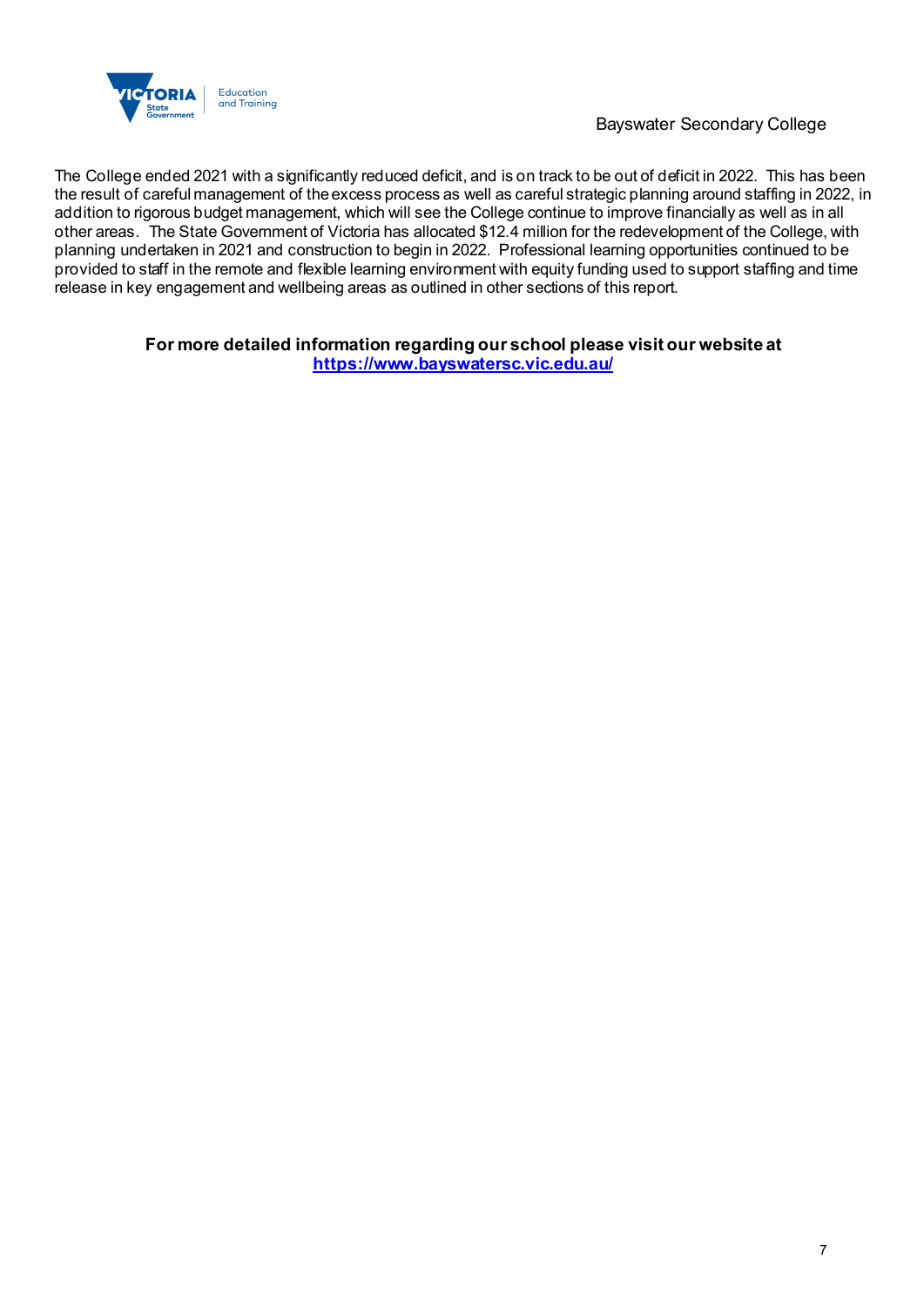The College ended 2021 with a significantly reduced deficit, and is on track to be out of deficit in 2022. This has been the result of careful management of the excess process as well as careful strategic planning around staffing in 2022, in addition to rigorous budget management, which will see the College continue to improve financially as well as in all other areas. The State Government of Victoria has allocated $12.4 million for the redevelopment of the College, with planning undertaken in 2021 and construction to begin in 2022. Professional learning opportunities continued to be provided to staff in the remote and flexible learning environment with equity funding used to support staffing and time release in key engagement and wellbeing areas as outlined in other sections of this report.

**For more detailed information regarding our school please visit our website at**
**[https://www.bayswatersc.vic.edu.au/](https://www.bayswatersc.vic.edu.au/)**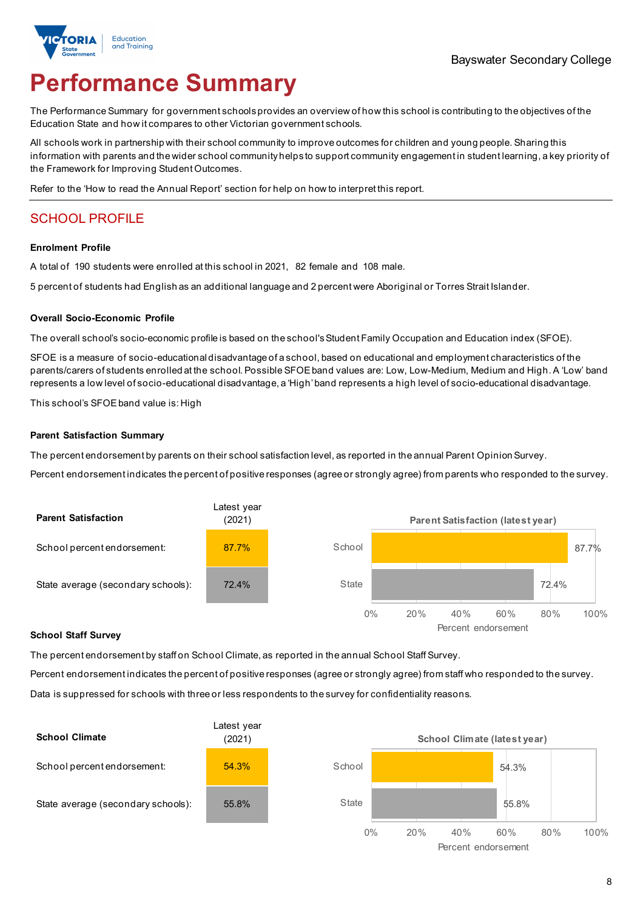Bayswater Secondary College

# Performance Summary

The Performance Summary for government schools provides an overview of how this school is contributing to the objectives of the Education State and how it compares to other Victorian government schools.

All schools work in partnership with their school community to improve outcomes for children and young people. Sharing this information with parents and the wider school community helps to support community engagement in student learning, a key priority of the Framework for Improving Student Outcomes.

Refer to the 'How to read the Annual Report' section for help on how to interpret this report.

## SCHOOL PROFILE

### Enrolment Profile

A total of 190 students were enrolled at this school in 2021, 82 female and 108 male.

5 percent of students had English as an additional language and 2 percent were Aboriginal or Torres Strait Islander.

### Overall Socio-Economic Profile

The overall school's socio-economic profile is based on the school's Student Family Occupation and Education index (SFOE).

SFOE is a measure of socio-educational disadvantage of a school, based on educational and employment characteristics of the parents/carers of students enrolled at the school. Possible SFOE band values are: Low, Low-Medium, Medium and High. A 'Low' band represents a low level of socio-educational disadvantage, a 'High' band represents a high level of socio-educational disadvantage.

This school's SFOE band value is: High

### Parent Satisfaction Summary

The percent endorsement by parents on their school satisfaction level, as reported in the annual Parent Opinion Survey.

Percent endorsement indicates the percent of positive responses (agree or strongly agree) from parents who responded to the survey.

| Parent Satisfaction | Latest year (2021) |
|---|---|
| School percent endorsement: | 87.7% |
| State average (secondary schools): | 72.4% |

**Parent Satisfaction (latest year)**

| | Percent endorsement |
|---|---|
| School | 87.7% |
| State | 72.4% |

### School Staff Survey

The percent endorsement by staff on School Climate, as reported in the annual School Staff Survey.

Percent endorsement indicates the percent of positive responses (agree or strongly agree) from staff who responded to the survey.

Data is suppressed for schools with three or less respondents to the survey for confidentiality reasons.

| School Climate | Latest year (2021) |
|---|---|
| School percent endorsement: | 54.3% |
| State average (secondary schools): | 55.8% |

**School Climate (latest year)**

| | Percent endorsement |
|---|---|
| School | 54.3% |
| State | 55.8% |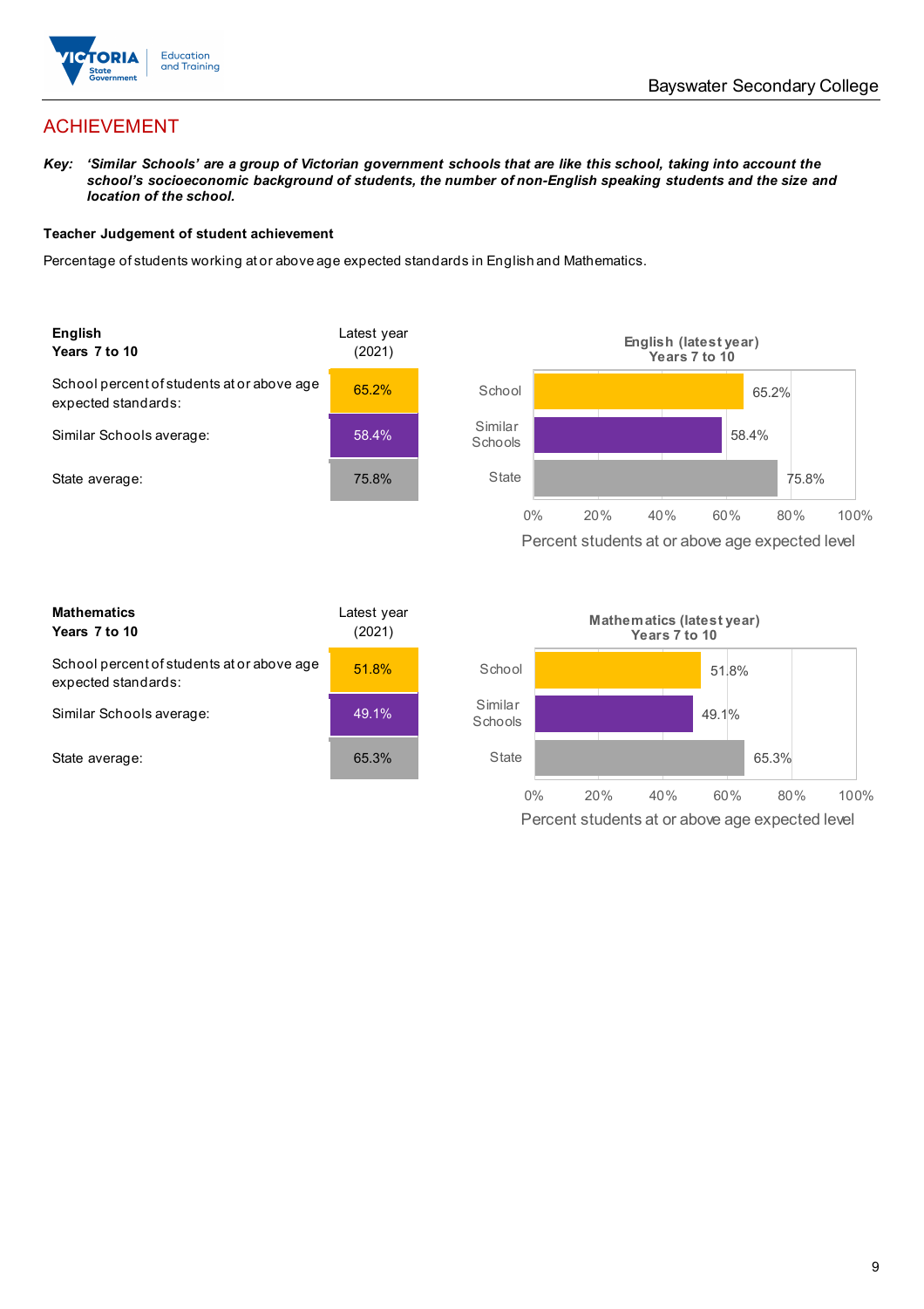# ACHIEVEMENT

***Key:*** ***'Similar Schools' are a group of Victorian government schools that are like this school, taking into account the school's socioeconomic background of students, the number of non-English speaking students and the size and location of the school.***

**Teacher Judgement of student achievement**

Percentage of students working at or above age expected standards in English and Mathematics.

| **English Years 7 to 10** | Latest year (2021) |
|---|---|
| School percent of students at or above age expected standards: | 65.2% |
| Similar Schools average: | 58.4% |
| State average: | 75.8% |

**English (latest year) Years 7 to 10**

| | Percent students at or above age expected level |
|---|---|
| School | 65.2% |
| Similar Schools | 58.4% |
| State | 75.8% |

| **Mathematics Years 7 to 10** | Latest year (2021) |
|---|---|
| School percent of students at or above age expected standards: | 51.8% |
| Similar Schools average: | 49.1% |
| State average: | 65.3% |

**Mathematics (latest year) Years 7 to 10**

| | Percent students at or above age expected level |
|---|---|
| School | 51.8% |
| Similar Schools | 49.1% |
| State | 65.3% |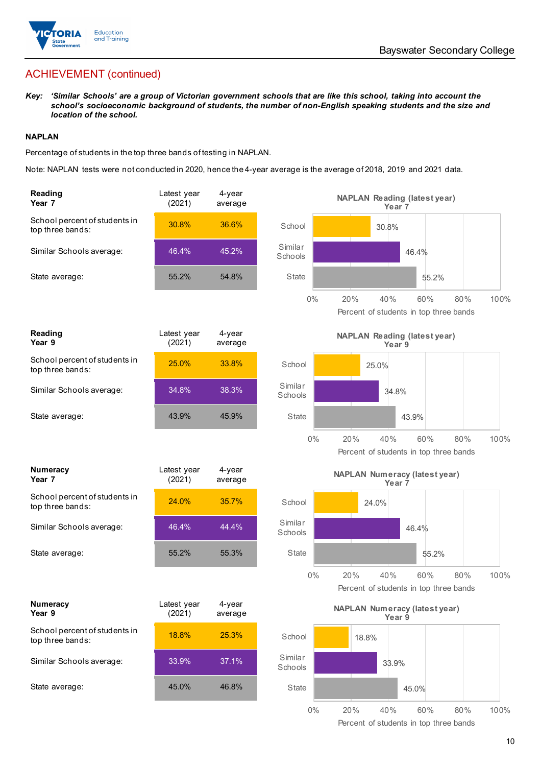## ACHIEVEMENT (continued)

***Key:*** ***'Similar Schools' are a group of Victorian government schools that are like this school, taking into account the school's socioeconomic background of students, the number of non-English speaking students and the size and location of the school.***

### NAPLAN

Percentage of students in the top three bands of testing in NAPLAN.

Note: NAPLAN tests were not conducted in 2020, hence the 4-year average is the average of 2018, 2019 and 2021 data.

| **Reading Year 7** | Latest year (2021) | 4-year average |
|---|---|---|
| School percent of students in top three bands: | 30.8% | 36.6% |
| Similar Schools average: | 46.4% | 45.2% |
| State average: | 55.2% | 54.8% |

**NAPLAN Reading (latest year) Year 7**

| | Percent of students in top three bands |
|---|---|
| School | 30.8% |
| Similar Schools | 46.4% |
| State | 55.2% |

| **Reading Year 9** | Latest year (2021) | 4-year average |
|---|---|---|
| School percent of students in top three bands: | 25.0% | 33.8% |
| Similar Schools average: | 34.8% | 38.3% |
| State average: | 43.9% | 45.9% |

**NAPLAN Reading (latest year) Year 9**

| | Percent of students in top three bands |
|---|---|
| School | 25.0% |
| Similar Schools | 34.8% |
| State | 43.9% |

| **Numeracy Year 7** | Latest year (2021) | 4-year average |
|---|---|---|
| School percent of students in top three bands: | 24.0% | 35.7% |
| Similar Schools average: | 46.4% | 44.4% |
| State average: | 55.2% | 55.3% |

**NAPLAN Numeracy (latest year) Year 7**

| | Percent of students in top three bands |
|---|---|
| School | 24.0% |
| Similar Schools | 46.4% |
| State | 55.2% |

| **Numeracy Year 9** | Latest year (2021) | 4-year average |
|---|---|---|
| School percent of students in top three bands: | 18.8% | 25.3% |
| Similar Schools average: | 33.9% | 37.1% |
| State average: | 45.0% | 46.8% |

**NAPLAN Numeracy (latest year) Year 9**

| | Percent of students in top three bands |
|---|---|
| School | 18.8% |
| Similar Schools | 33.9% |
| State | 45.0% |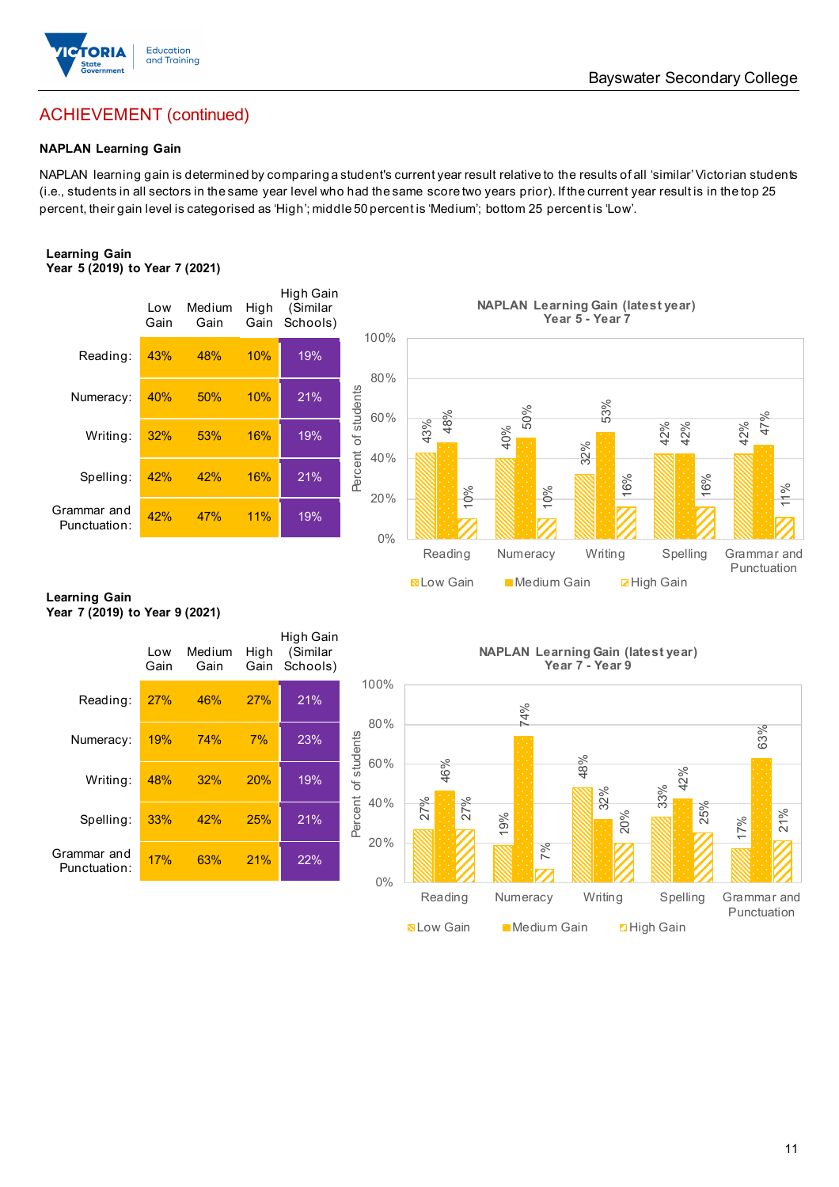## ACHIEVEMENT (continued)

### NAPLAN Learning Gain

NAPLAN learning gain is determined by comparing a student's current year result relative to the results of all 'similar' Victorian students (i.e., students in all sectors in the same year level who had the same score two years prior). If the current year result is in the top 25 percent, their gain level is categorised as 'High'; middle 50 percent is 'Medium'; bottom 25 percent is 'Low'.

**Learning Gain**
**Year 5 (2019) to Year 7 (2021)**

| | Low Gain | Medium Gain | High Gain | High Gain (Similar Schools) |
|---|---|---|---|---|
| Reading: | 43% | 48% | 10% | 19% |
| Numeracy: | 40% | 50% | 10% | 21% |
| Writing: | 32% | 53% | 16% | 19% |
| Spelling: | 42% | 42% | 16% | 21% |
| Grammar and Punctuation: | 42% | 47% | 11% | 19% |

**NAPLAN Learning Gain (latest year) Year 5 - Year 7**

| | Low Gain | Medium Gain | High Gain |
|---|---|---|---|
| Reading | 43% | 48% | 10% |
| Numeracy | 40% | 50% | 10% |
| Writing | 32% | 53% | 16% |
| Spelling | 42% | 42% | 16% |
| Grammar and Punctuation | 42% | 47% | 11% |

**Learning Gain**
**Year 7 (2019) to Year 9 (2021)**

| | Low Gain | Medium Gain | High Gain | High Gain (Similar Schools) |
|---|---|---|---|---|
| Reading: | 27% | 46% | 27% | 21% |
| Numeracy: | 19% | 74% | 7% | 23% |
| Writing: | 48% | 32% | 20% | 19% |
| Spelling: | 33% | 42% | 25% | 21% |
| Grammar and Punctuation: | 17% | 63% | 21% | 22% |

**NAPLAN Learning Gain (latest year) Year 7 - Year 9**

| | Low Gain | Medium Gain | High Gain |
|---|---|---|---|
| Reading | 27% | 46% | 27% |
| Numeracy | 19% | 74% | 7% |
| Writing | 48% | 32% | 20% |
| Spelling | 33% | 42% | 25% |
| Grammar and Punctuation | 17% | 63% | 21% |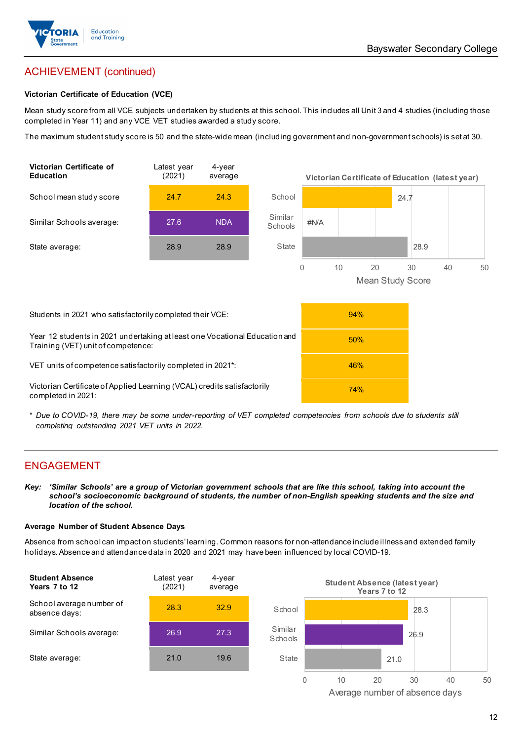## ACHIEVEMENT (continued)

### Victorian Certificate of Education (VCE)

Mean study score from all VCE subjects undertaken by students at this school. This includes all Unit 3 and 4 studies (including those completed in Year 11) and any VCE VET studies awarded a study score.

The maximum student study score is 50 and the state-wide mean (including government and non-government schools) is set at 30.

| Victorian Certificate of Education | Latest year (2021) | 4-year average |
|---|---|---|
| School mean study score | 24.7 | 24.3 |
| Similar Schools average: | 27.6 | NDA |
| State average: | 28.9 | 28.9 |

**Victorian Certificate of Education (latest year)**

| | Mean Study Score |
|---|---|
| School | 24.7 |
| Similar Schools | #N/A |
| State | 28.9 |

| | |
|---|---|
| Students in 2021 who satisfactorily completed their VCE: | 94% |
| Year 12 students in 2021 undertaking at least one Vocational Education and Training (VET) unit of competence: | 50% |
| VET units of competence satisfactorily completed in 2021*: | 46% |
| Victorian Certificate of Applied Learning (VCAL) credits satisfactorily completed in 2021: | 74% |

\* *Due to COVID-19, there may be some under-reporting of VET completed competencies from schools due to students still completing outstanding 2021 VET units in 2022.*

## ENGAGEMENT

***Key:*** ***'Similar Schools' are a group of Victorian government schools that are like this school, taking into account the school's socioeconomic background of students, the number of non-English speaking students and the size and location of the school.***

### Average Number of Student Absence Days

Absence from school can impact on students' learning. Common reasons for non-attendance include illness and extended family holidays. Absence and attendance data in 2020 and 2021 may have been influenced by local COVID-19.

| Student Absence Years 7 to 12 | Latest year (2021) | 4-year average |
|---|---|---|
| School average number of absence days: | 28.3 | 32.9 |
| Similar Schools average: | 26.9 | 27.3 |
| State average: | 21.0 | 19.6 |

**Student Absence (latest year) Years 7 to 12**

| | Average number of absence days |
|---|---|
| School | 28.3 |
| Similar Schools | 26.9 |
| State | 21.0 |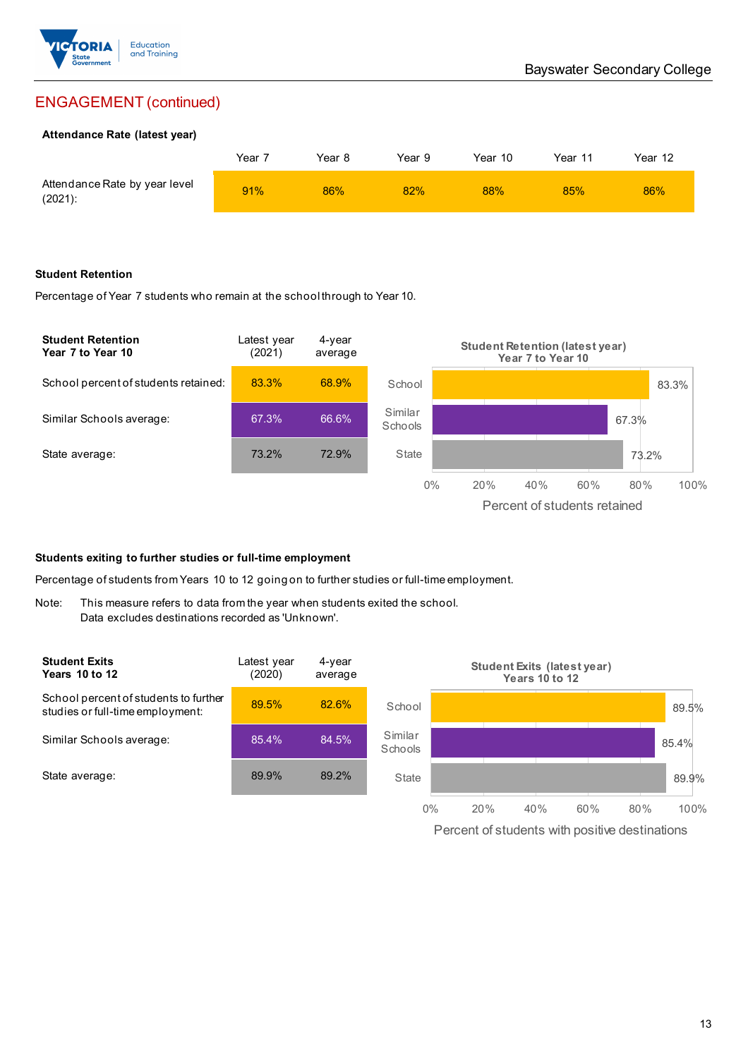## ENGAGEMENT (continued)

### Attendance Rate (latest year)

| | Year 7 | Year 8 | Year 9 | Year 10 | Year 11 | Year 12 |
|---|---|---|---|---|---|---|
| Attendance Rate by year level (2021): | 91% | 86% | 82% | 88% | 85% | 86% |

### Student Retention

Percentage of Year 7 students who remain at the school through to Year 10.

| Student Retention Year 7 to Year 10 | Latest year (2021) | 4-year average |
|---|---|---|
| School percent of students retained: | 83.3% | 68.9% |
| Similar Schools average: | 67.3% | 66.6% |
| State average: | 73.2% | 72.9% |

**Student Retention (latest year) Year 7 to Year 10**

| | Percent of students retained |
|---|---|
| School | 83.3% |
| Similar Schools | 67.3% |
| State | 73.2% |

### Students exiting to further studies or full-time employment

Percentage of students from Years 10 to 12 going on to further studies or full-time employment.

Note: This measure refers to data from the year when students exited the school.
Data excludes destinations recorded as 'Unknown'.

| Student Exits Years 10 to 12 | Latest year (2020) | 4-year average |
|---|---|---|
| School percent of students to further studies or full-time employment: | 89.5% | 82.6% |
| Similar Schools average: | 85.4% | 84.5% |
| State average: | 89.9% | 89.2% |

**Student Exits (latest year) Years 10 to 12**

| | Percent of students with positive destinations |
|---|---|
| School | 89.5% |
| Similar Schools | 85.4% |
| State | 89.9% |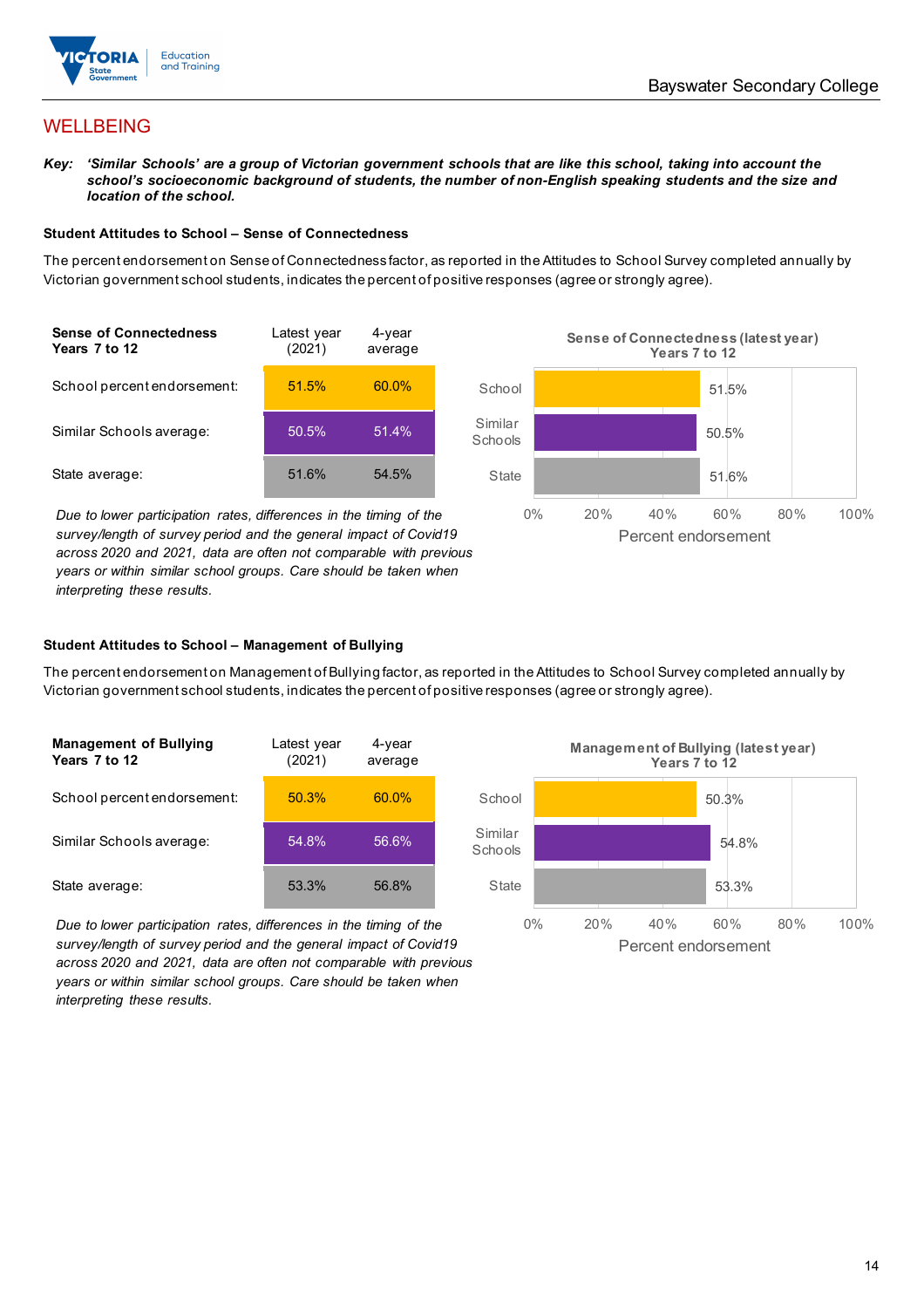## WELLBEING

***Key:*** ***'Similar Schools' are a group of Victorian government schools that are like this school, taking into account the school's socioeconomic background of students, the number of non-English speaking students and the size and location of the school.***

### Student Attitudes to School – Sense of Connectedness

The percent endorsement on Sense of Connectedness factor, as reported in the Attitudes to School Survey completed annually by Victorian government school students, indicates the percent of positive responses (agree or strongly agree).

| **Sense of Connectedness Years 7 to 12** | Latest year (2021) | 4-year average |
|---|---|---|
| School percent endorsement: | 51.5% | 60.0% |
| Similar Schools average: | 50.5% | 51.4% |
| State average: | 51.6% | 54.5% |

*Due to lower participation rates, differences in the timing of the survey/length of survey period and the general impact of Covid19 across 2020 and 2021, data are often not comparable with previous years or within similar school groups. Care should be taken when interpreting these results.*

**Sense of Connectedness (latest year) Years 7 to 12**

| | Percent endorsement |
|---|---|
| School | 51.5% |
| Similar Schools | 50.5% |
| State | 51.6% |

### Student Attitudes to School – Management of Bullying

The percent endorsement on Management of Bullying factor, as reported in the Attitudes to School Survey completed annually by Victorian government school students, indicates the percent of positive responses (agree or strongly agree).

| **Management of Bullying Years 7 to 12** | Latest year (2021) | 4-year average |
|---|---|---|
| School percent endorsement: | 50.3% | 60.0% |
| Similar Schools average: | 54.8% | 56.6% |
| State average: | 53.3% | 56.8% |

*Due to lower participation rates, differences in the timing of the survey/length of survey period and the general impact of Covid19 across 2020 and 2021, data are often not comparable with previous years or within similar school groups. Care should be taken when interpreting these results.*

**Management of Bullying (latest year) Years 7 to 12**

| | Percent endorsement |
|---|---|
| School | 50.3% |
| Similar Schools | 54.8% |
| State | 53.3% |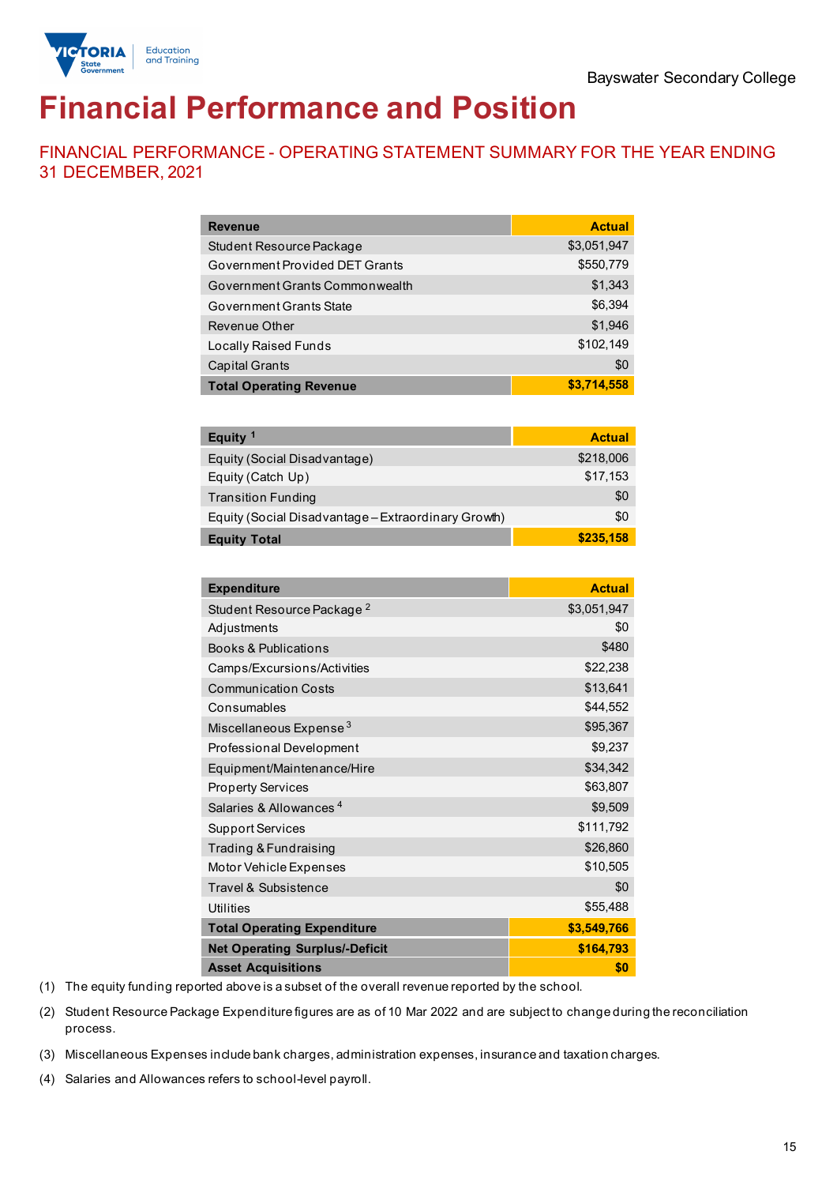Bayswater Secondary College

# Financial Performance and Position

## FINANCIAL PERFORMANCE - OPERATING STATEMENT SUMMARY FOR THE YEAR ENDING 31 DECEMBER, 2021

| Revenue | Actual |
|---|---|
| Student Resource Package | $3,051,947 |
| Government Provided DET Grants | $550,779 |
| Government Grants Commonwealth | $1,343 |
| Government Grants State | $6,394 |
| Revenue Other | $1,946 |
| Locally Raised Funds | $102,149 |
| Capital Grants | $0 |
| **Total Operating Revenue** | **$3,714,558** |

| Equity [1] | Actual |
|---|---|
| Equity (Social Disadvantage) | $218,006 |
| Equity (Catch Up) | $17,153 |
| Transition Funding | $0 |
| Equity (Social Disadvantage – Extraordinary Growth) | $0 |
| **Equity Total** | **$235,158** |

| Expenditure | Actual |
|---|---|
| Student Resource Package [2] | $3,051,947 |
| Adjustments | $0 |
| Books & Publications | $480 |
| Camps/Excursions/Activities | $22,238 |
| Communication Costs | $13,641 |
| Consumables | $44,552 |
| Miscellaneous Expense [3] | $95,367 |
| Professional Development | $9,237 |
| Equipment/Maintenance/Hire | $34,342 |
| Property Services | $63,807 |
| Salaries & Allowances [4] | $9,509 |
| Support Services | $111,792 |
| Trading & Fundraising | $26,860 |
| Motor Vehicle Expenses | $10,505 |
| Travel & Subsistence | $0 |
| Utilities | $55,488 |
| **Total Operating Expenditure** | **$3,549,766** |
| **Net Operating Surplus/-Deficit** | **$164,793** |
| **Asset Acquisitions** | **$0** |

(1) The equity funding reported above is a subset of the overall revenue reported by the school.

(2) Student Resource Package Expenditure figures are as of 10 Mar 2022 and are subject to change during the reconciliation process.

(3) Miscellaneous Expenses include bank charges, administration expenses, insurance and taxation charges.

(4) Salaries and Allowances refers to school-level payroll.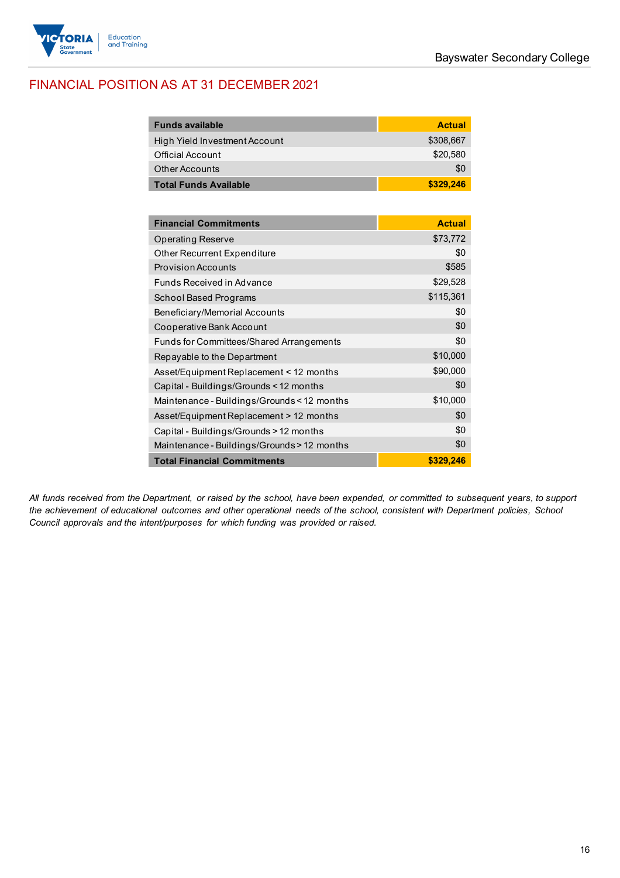# FINANCIAL POSITION AS AT 31 DECEMBER 2021

| Funds available | Actual |
|---|---|
| High Yield Investment Account | $308,667 |
| Official Account | $20,580 |
| Other Accounts | $0 |
| **Total Funds Available** | **$329,246** |

| Financial Commitments | Actual |
|---|---|
| Operating Reserve | $73,772 |
| Other Recurrent Expenditure | $0 |
| Provision Accounts | $585 |
| Funds Received in Advance | $29,528 |
| School Based Programs | $115,361 |
| Beneficiary/Memorial Accounts | $0 |
| Cooperative Bank Account | $0 |
| Funds for Committees/Shared Arrangements | $0 |
| Repayable to the Department | $10,000 |
| Asset/Equipment Replacement < 12 months | $90,000 |
| Capital - Buildings/Grounds < 12 months | $0 |
| Maintenance - Buildings/Grounds < 12 months | $10,000 |
| Asset/Equipment Replacement > 12 months | $0 |
| Capital - Buildings/Grounds > 12 months | $0 |
| Maintenance - Buildings/Grounds > 12 months | $0 |
| **Total Financial Commitments** | **$329,246** |

*All funds received from the Department, or raised by the school, have been expended, or committed to subsequent years, to support the achievement of educational outcomes and other operational needs of the school, consistent with Department policies, School Council approvals and the intent/purposes for which funding was provided or raised.*